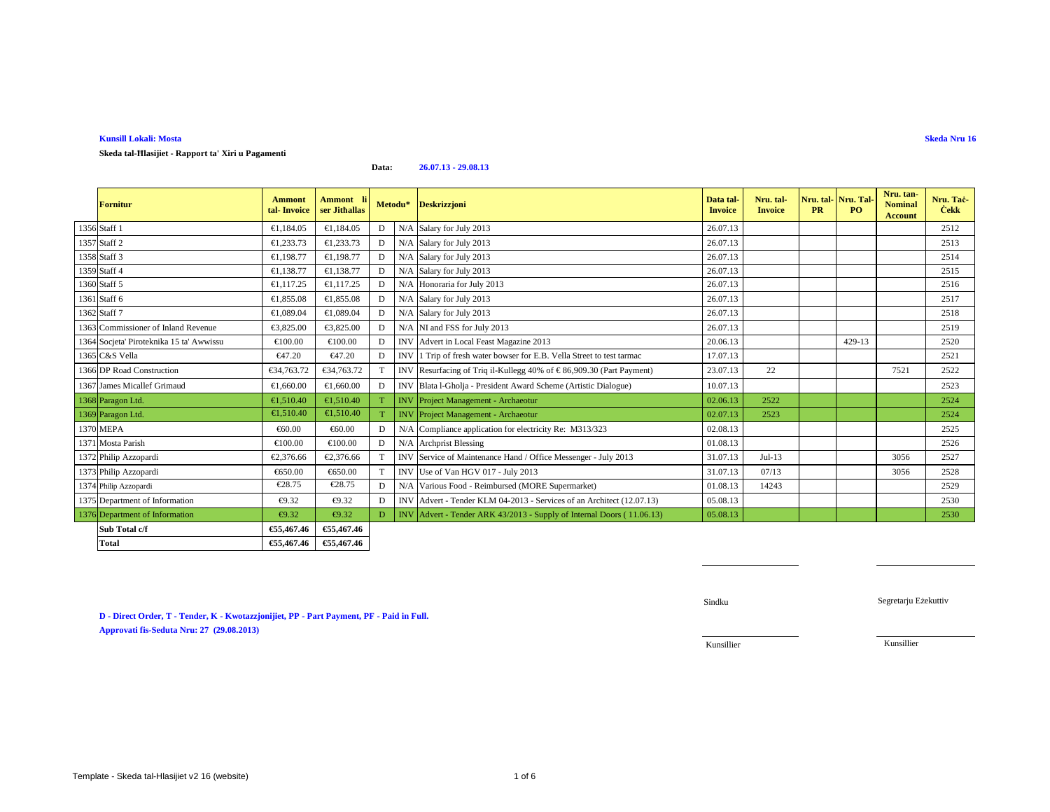**Kunsill Lokali: Mosta**

**Skeda Nru 16**

**Skeda tal-Ħlasijiet - Rapport ta' Xiri u Pagamenti**

**Data:** **26.07.13 - 29.08.13**

| | Fornitur | Ammont tal- Invoice | Ammont li ser Jithallas | Metodu* | | Deskrizzjoni | Data tal-Invoice | Nru. tal-Invoice | Nru. tal-PR | Nru. Tal-PO | Nru. tan-Nominal Account | Nru. Taċ-Ċekk |
|---|---|---|---|---|---|---|---|---|---|---|---|---|
| 1356 | Staff 1 | €1,184.05 | €1,184.05 | D | N/A | Salary for July 2013 | 26.07.13 | | | | | 2512 |
| 1357 | Staff 2 | €1,233.73 | €1,233.73 | D | N/A | Salary for July 2013 | 26.07.13 | | | | | 2513 |
| 1358 | Staff 3 | €1,198.77 | €1,198.77 | D | N/A | Salary for July 2013 | 26.07.13 | | | | | 2514 |
| 1359 | Staff 4 | €1,138.77 | €1,138.77 | D | N/A | Salary for July 2013 | 26.07.13 | | | | | 2515 |
| 1360 | Staff 5 | €1,117.25 | €1,117.25 | D | N/A | Honoraria for July 2013 | 26.07.13 | | | | | 2516 |
| 1361 | Staff 6 | €1,855.08 | €1,855.08 | D | N/A | Salary for July 2013 | 26.07.13 | | | | | 2517 |
| 1362 | Staff 7 | €1,089.04 | €1,089.04 | D | N/A | Salary for July 2013 | 26.07.13 | | | | | 2518 |
| 1363 | Commissioner of Inland Revenue | €3,825.00 | €3,825.00 | D | N/A | NI and FSS for July 2013 | 26.07.13 | | | | | 2519 |
| 1364 | Socjeta' Piroteknika 15 ta' Awwissu | €100.00 | €100.00 | D | INV | Advert in Local Feast Magazine 2013 | 20.06.13 | | | 429-13 | | 2520 |
| 1365 | C&S Vella | €47.20 | €47.20 | D | INV | 1 Trip of fresh water bowser for E.B. Vella Street to test tarmac | 17.07.13 | | | | | 2521 |
| 1366 | DP Road Construction | €34,763.72 | €34,763.72 | T | INV | Resurfacing of Triq il-Kullegg 40% of € 86,909.30 (Part Payment) | 23.07.13 | 22 | | | 7521 | 2522 |
| 1367 | James Micallef Grimaud | €1,660.00 | €1,660.00 | D | INV | Blata l-Gholja - President Award Scheme (Artistic Dialogue) | 10.07.13 | | | | | 2523 |
| 1368 | Paragon Ltd. | €1,510.40 | €1,510.40 | T | INV | Project Management - Archaeotur | 02.06.13 | 2522 | | | | 2524 |
| 1369 | Paragon Ltd. | €1,510.40 | €1,510.40 | T | INV | Project Management - Archaeotur | 02.07.13 | 2523 | | | | 2524 |
| 1370 | MEPA | €60.00 | €60.00 | D | N/A | Compliance application for electricity Re: M313/323 | 02.08.13 | | | | | 2525 |
| 1371 | Mosta Parish | €100.00 | €100.00 | D | N/A | Archprist Blessing | 01.08.13 | | | | | 2526 |
| 1372 | Philip Azzopardi | €2,376.66 | €2,376.66 | T | INV | Service of Maintenance Hand / Office Messenger - July 2013 | 31.07.13 | Jul-13 | | | 3056 | 2527 |
| 1373 | Philip Azzopardi | €650.00 | €650.00 | T | INV | Use of Van HGV 017 - July 2013 | 31.07.13 | 07/13 | | | 3056 | 2528 |
| 1374 | Philip Azzopardi | €28.75 | €28.75 | D | N/A | Various Food - Reimbursed (MORE Supermarket) | 01.08.13 | 14243 | | | | 2529 |
| 1375 | Department of Information | €9.32 | €9.32 | D | INV | Advert - Tender KLM 04-2013 - Services of an Architect (12.07.13) | 05.08.13 | | | | | 2530 |
| 1376 | Department of Information | €9.32 | €9.32 | D | INV | Advert - Tender ARK 43/2013 - Supply of Internal Doors ( 11.06.13) | 05.08.13 | | | | | 2530 |
| | **Sub Total c/f** | **€55,467.46** | **€55,467.46** | | | | | | | | | |
| | **Total** | **€55,467.46** | **€55,467.46** | | | | | | | | | |

Sindku

Segretarju Eżekuttiv

Kunsillier

Kunsillier

**D - Direct Order, T - Tender, K - Kwotazzjonijiet, PP - Part Payment, PF - Paid in Full.**

**Approvati fis-Seduta Nru: 27 (29.08.2013)**

Template - Skeda tal-Hlasijiet v2 16 (website)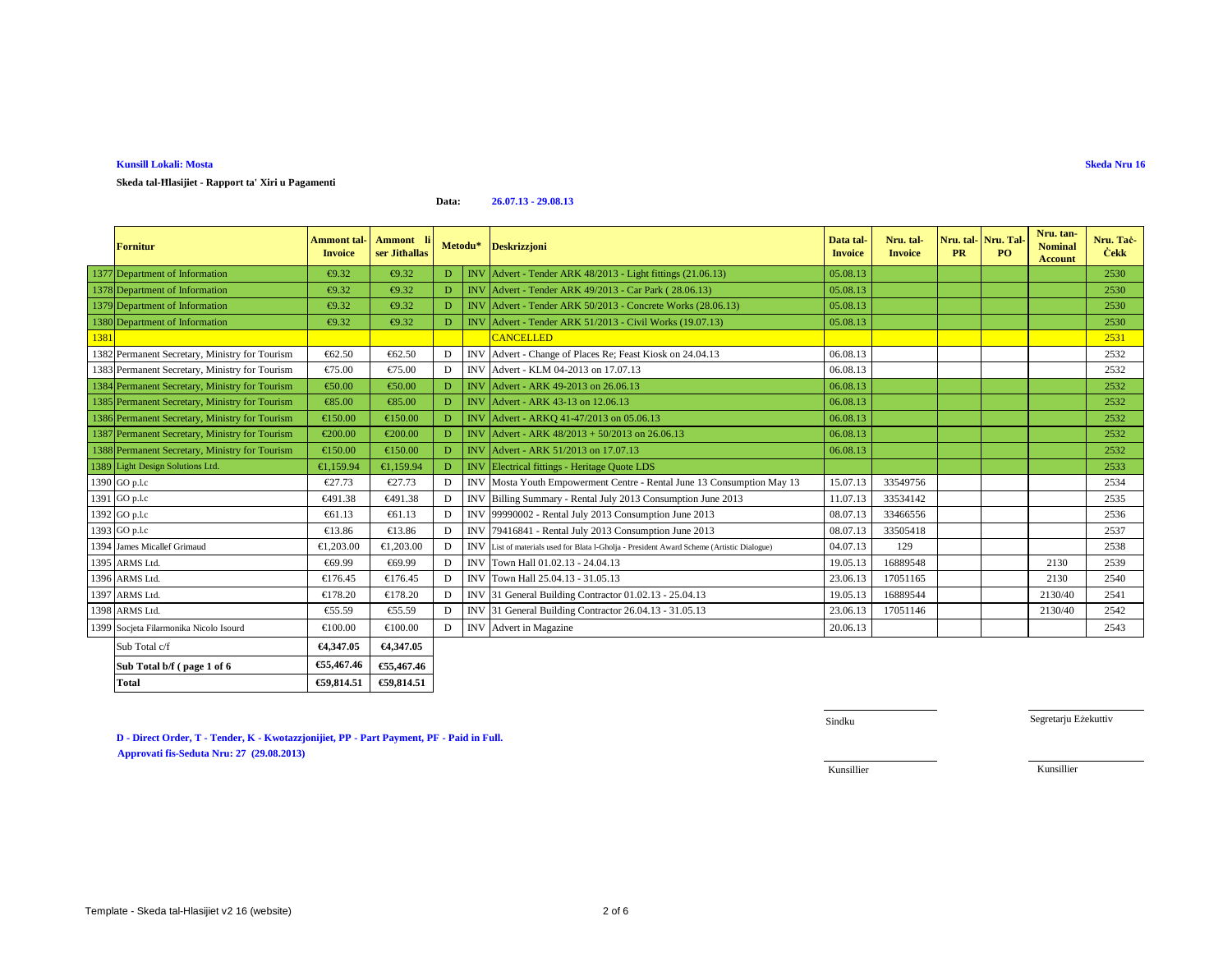**Kunsill Lokali: Mosta**

**Skeda Nru 16**

**Skeda tal-Ħlasijiet - Rapport ta' Xiri u Pagamenti**

**Data: 26.07.13 - 29.08.13**

| | Fornitur | Ammont tal-Invoice | Ammont li ser Jithallas | Metodu* | | Deskrizzjoni | Data tal-Invoice | Nru. tal-Invoice | Nru. tal-PR | Nru. Tal-PO | Nru. tan-Nominal Account | Nru. Taċ-Ċekk |
|---|---|---|---|---|---|---|---|---|---|---|---|---|
| 1377 | Department of Information | €9.32 | €9.32 | D | INV | Advert - Tender ARK 48/2013 - Light fittings (21.06.13) | 05.08.13 | | | | | 2530 |
| 1378 | Department of Information | €9.32 | €9.32 | D | INV | Advert - Tender ARK 49/2013 - Car Park ( 28.06.13) | 05.08.13 | | | | | 2530 |
| 1379 | Department of Information | €9.32 | €9.32 | D | INV | Advert - Tender ARK 50/2013 - Concrete Works (28.06.13) | 05.08.13 | | | | | 2530 |
| 1380 | Department of Information | €9.32 | €9.32 | D | INV | Advert - Tender ARK 51/2013 - Civil Works (19.07.13) | 05.08.13 | | | | | 2530 |
| 1381 | | | | | | CANCELLED | | | | | | 2531 |
| 1382 | Permanent Secretary, Ministry for Tourism | €62.50 | €62.50 | D | INV | Advert - Change of Places Re; Feast Kiosk on 24.04.13 | 06.08.13 | | | | | 2532 |
| 1383 | Permanent Secretary, Ministry for Tourism | €75.00 | €75.00 | D | INV | Advert - KLM 04-2013 on 17.07.13 | 06.08.13 | | | | | 2532 |
| 1384 | Permanent Secretary, Ministry for Tourism | €50.00 | €50.00 | D | INV | Advert - ARK 49-2013 on 26.06.13 | 06.08.13 | | | | | 2532 |
| 1385 | Permanent Secretary, Ministry for Tourism | €85.00 | €85.00 | D | INV | Advert - ARK 43-13 on 12.06.13 | 06.08.13 | | | | | 2532 |
| 1386 | Permanent Secretary, Ministry for Tourism | €150.00 | €150.00 | D | INV | Advert - ARKQ 41-47/2013 on 05.06.13 | 06.08.13 | | | | | 2532 |
| 1387 | Permanent Secretary, Ministry for Tourism | €200.00 | €200.00 | D | INV | Advert - ARK 48/2013 + 50/2013 on 26.06.13 | 06.08.13 | | | | | 2532 |
| 1388 | Permanent Secretary, Ministry for Tourism | €150.00 | €150.00 | D | INV | Advert - ARK 51/2013 on 17.07.13 | 06.08.13 | | | | | 2532 |
| 1389 | Light Design Solutions Ltd. | €1,159.94 | €1,159.94 | D | INV | Electrical fittings - Heritage Quote LDS | | | | | | 2533 |
| 1390 | GO p.l.c | €27.73 | €27.73 | D | INV | Mosta Youth Empowerment Centre - Rental June 13 Consumption May 13 | 15.07.13 | 33549756 | | | | 2534 |
| 1391 | GO p.l.c | €491.38 | €491.38 | D | INV | Billing Summary - Rental July 2013 Consumption June 2013 | 11.07.13 | 33534142 | | | | 2535 |
| 1392 | GO p.l.c | €61.13 | €61.13 | D | INV | 99990002 - Rental July 2013 Consumption June 2013 | 08.07.13 | 33466556 | | | | 2536 |
| 1393 | GO p.l.c | €13.86 | €13.86 | D | INV | 79416841 - Rental July 2013 Consumption June 2013 | 08.07.13 | 33505418 | | | | 2537 |
| 1394 | James Micallef Grimaud | €1,203.00 | €1,203.00 | D | INV | List of materials used for Blata l-Għolja - President Award Scheme (Artistic Dialogue) | 04.07.13 | 129 | | | | 2538 |
| 1395 | ARMS Ltd. | €69.99 | €69.99 | D | INV | Town Hall 01.02.13 - 24.04.13 | 19.05.13 | 16889548 | | | 2130 | 2539 |
| 1396 | ARMS Ltd. | €176.45 | €176.45 | D | INV | Town Hall 25.04.13 - 31.05.13 | 23.06.13 | 17051165 | | | 2130 | 2540 |
| 1397 | ARMS Ltd. | €178.20 | €178.20 | D | INV | 31 General Building Contractor 01.02.13 - 25.04.13 | 19.05.13 | 16889544 | | | 2130/40 | 2541 |
| 1398 | ARMS Ltd. | €55.59 | €55.59 | D | INV | 31 General Building Contractor 26.04.13 - 31.05.13 | 23.06.13 | 17051146 | | | 2130/40 | 2542 |
| 1399 | Socjeta Filarmonika Nicolo Isourd | €100.00 | €100.00 | D | INV | Advert in Magazine | 20.06.13 | | | | | 2543 |
| | Sub Total c/f | €4,347.05 | €4,347.05 | | | | | | | | | |
| | **Sub Total b/f ( page 1 of 6** | **€55,467.46** | **€55,467.46** | | | | | | | | | |
| | **Total** | **€59,814.51** | **€59,814.51** | | | | | | | | | |

Sindku | Segretarju Eżekuttiv

Kunsillier | Kunsillier

**D - Direct Order, T - Tender, K - Kwotazzjonijiet, PP - Part Payment, PF - Paid in Full.**

**Approvati fis-Seduta Nru: 27 (29.08.2013)**

Template - Skeda tal-Hlasijiet v2 16 (website)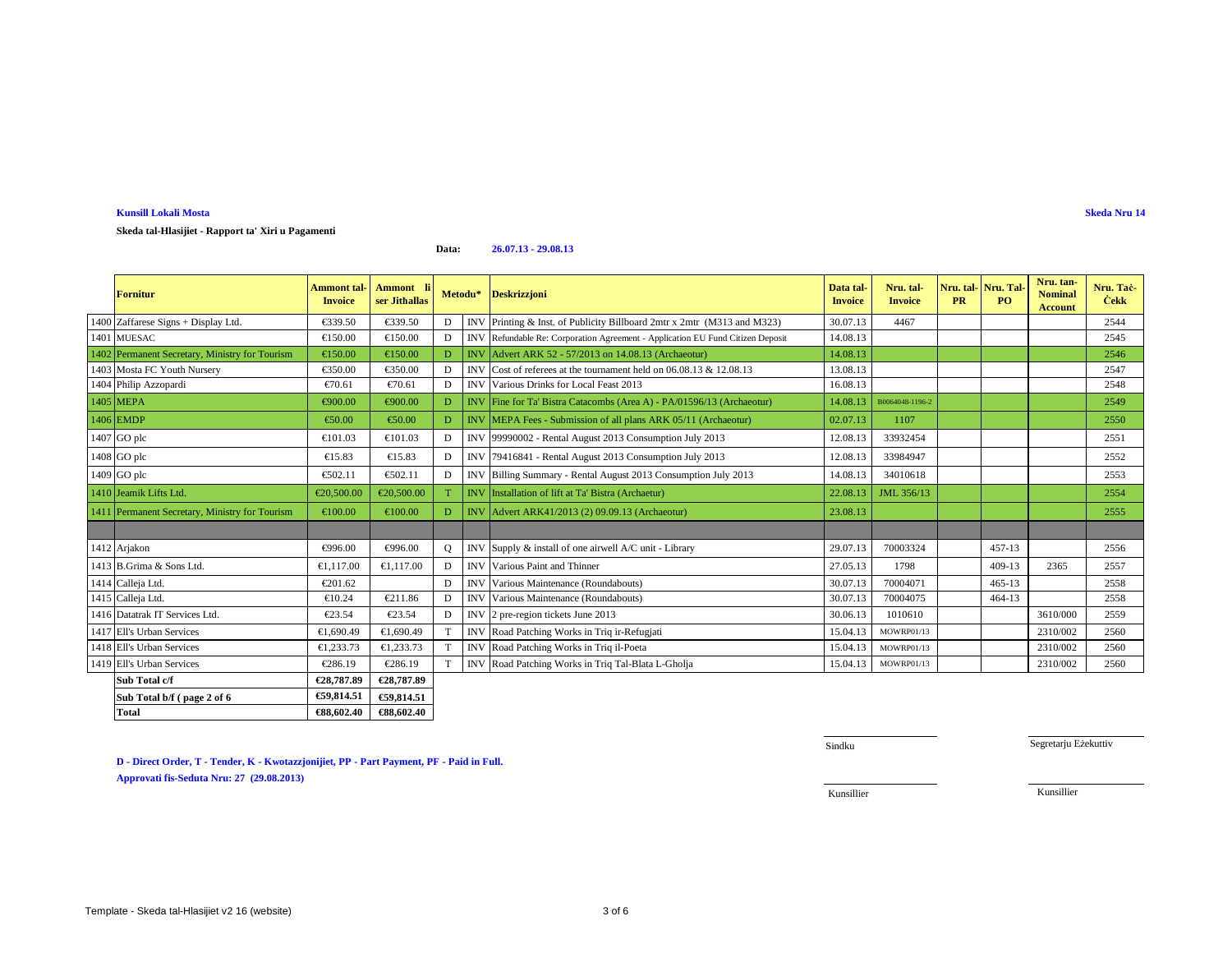**Kunsill Lokali Mosta**

**Skeda Nru 14**

**Skeda tal-Hlasijiet - Rapport ta' Xiri u Pagamenti**

**Data:** **26.07.13 - 29.08.13**

| | Fornitur | Ammont tal-Invoice | Ammont li ser Jithallas | Metodu* | | Deskrizzjoni | Data tal-Invoice | Nru. tal-Invoice | Nru. tal-PR | Nru. Tal-PO | Nru. tan-Nominal Account | Nru. Taċ-Ċekk |
|---|---|---|---|---|---|---|---|---|---|---|---|---|
| 1400 | Zaffarese Signs + Display Ltd. | €339.50 | €339.50 | D | INV | Printing & Inst. of Publicity Billboard 2mtr x 2mtr (M313 and M323) | 30.07.13 | 4467 | | | | 2544 |
| 1401 | MUESAC | €150.00 | €150.00 | D | INV | Refundable Re: Corporation Agreement - Application EU Fund Citizen Deposit | 14.08.13 | | | | | 2545 |
| 1402 | Permanent Secretary, Ministry for Tourism | €150.00 | €150.00 | D | INV | Advert ARK 52 - 57/2013 on 14.08.13 (Archaeotur) | 14.08.13 | | | | | 2546 |
| 1403 | Mosta FC Youth Nursery | €350.00 | €350.00 | D | INV | Cost of referees at the tournament held on 06.08.13 & 12.08.13 | 13.08.13 | | | | | 2547 |
| 1404 | Philip Azzopardi | €70.61 | €70.61 | D | INV | Various Drinks for Local Feast 2013 | 16.08.13 | | | | | 2548 |
| 1405 | MEPA | €900.00 | €900.00 | D | INV | Fine for Ta' Bistra Catacombs (Area A) - PA/01596/13 (Archaeotur) | 14.08.13 | B0064048-1196-2 | | | | 2549 |
| 1406 | EMDP | €50.00 | €50.00 | D | INV | MEPA Fees - Submission of all plans ARK 05/11 (Archaeotur) | 02.07.13 | 1107 | | | | 2550 |
| 1407 | GO plc | €101.03 | €101.03 | D | INV | 99990002 - Rental August 2013 Consumption July 2013 | 12.08.13 | 33932454 | | | | 2551 |
| 1408 | GO plc | €15.83 | €15.83 | D | INV | 79416841 - Rental August 2013 Consumption July 2013 | 12.08.13 | 33984947 | | | | 2552 |
| 1409 | GO plc | €502.11 | €502.11 | D | INV | Billing Summary - Rental August 2013 Consumption July 2013 | 14.08.13 | 34010618 | | | | 2553 |
| 1410 | Jeamik Lifts Ltd. | €20,500.00 | €20,500.00 | T | INV | Installation of lift at Ta' Bistra (Archaetur) | 22.08.13 | JML 356/13 | | | | 2554 |
| 1411 | Permanent Secretary, Ministry for Tourism | €100.00 | €100.00 | D | INV | Advert ARK41/2013 (2) 09.09.13 (Archaeotur) | 23.08.13 | | | | | 2555 |
| | | | | | | | | | | | | |
| 1412 | Arjakon | €996.00 | €996.00 | Q | INV | Supply & install of one airwell A/C unit - Library | 29.07.13 | 70003324 | | 457-13 | | 2556 |
| 1413 | B.Grima & Sons Ltd. | €1,117.00 | €1,117.00 | D | INV | Various Paint and Thinner | 27.05.13 | 1798 | | 409-13 | 2365 | 2557 |
| 1414 | Calleja Ltd. | €201.62 | | D | INV | Various Maintenance (Roundabouts) | 30.07.13 | 70004071 | | 465-13 | | 2558 |
| 1415 | Calleja Ltd. | €10.24 | €211.86 | D | INV | Various Maintenance (Roundabouts) | 30.07.13 | 70004075 | | 464-13 | | 2558 |
| 1416 | Datatrak IT Services Ltd. | €23.54 | €23.54 | D | INV | 2 pre-region tickets June 2013 | 30.06.13 | 1010610 | | | 3610/000 | 2559 |
| 1417 | Ell's Urban Services | €1,690.49 | €1,690.49 | T | INV | Road Patching Works in Triq ir-Refugjati | 15.04.13 | MOWRP01/13 | | | 2310/002 | 2560 |
| 1418 | Ell's Urban Services | €1,233.73 | €1,233.73 | T | INV | Road Patching Works in Triq il-Poeta | 15.04.13 | MOWRP01/13 | | | 2310/002 | 2560 |
| 1419 | Ell's Urban Services | €286.19 | €286.19 | T | INV | Road Patching Works in Triq Tal-Blata L-Gholja | 15.04.13 | MOWRP01/13 | | | 2310/002 | 2560 |
| | **Sub Total c/f** | **€28,787.89** | **€28,787.89** | | | | | | | | | |
| | **Sub Total b/f ( page 2 of 6** | **€59,814.51** | **€59,814.51** | | | | | | | | | |
| | **Total** | **€88,602.40** | **€88,602.40** | | | | | | | | | |

Sindku

Segretarju Eżekuttiv

**D - Direct Order, T - Tender, K - Kwotazzjonijiet, PP - Part Payment, PF - Paid in Full.**

**Approvati fis-Seduta Nru: 27 (29.08.2013)**

Kunsillier

Kunsillier

Template - Skeda tal-Hlasijiet v2 16 (website)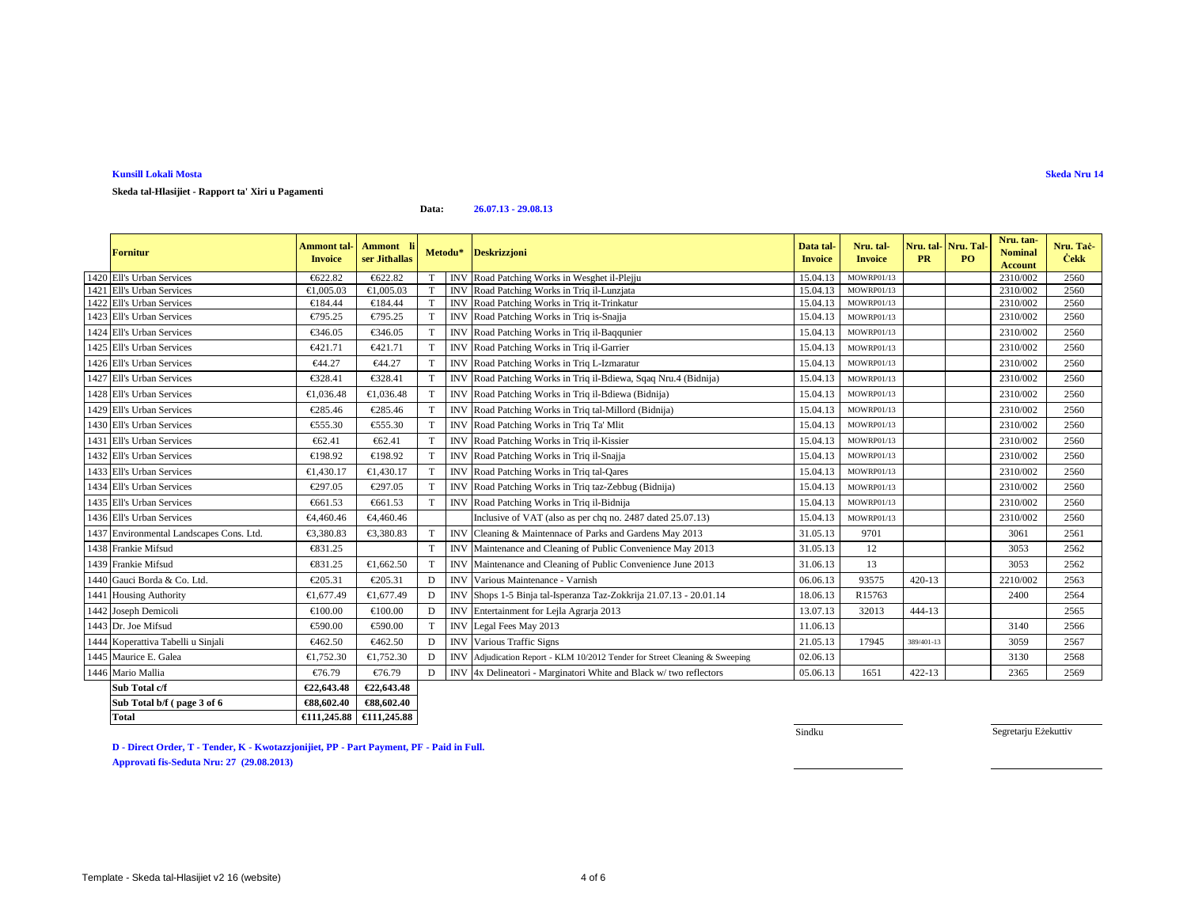**Kunsill Lokali Mosta**

**Skeda Nru 14**

**Skeda tal-Hlasijiet - Rapport ta' Xiri u Pagamenti**

**Data:** **26.07.13 - 29.08.13**

| | Fornitur | Ammont tal-Invoice | Ammont li ser Jithallas | Metodu* | | Deskrizzjoni | Data tal-Invoice | Nru. tal-Invoice | Nru. tal-PR | Nru. Tal-PO | Nru. tan-Nominal Account | Nru. Taċ-Ċekk |
|---|---|---|---|---|---|---|---|---|---|---|---|---|
| 1420 | Ell's Urban Services | €622.82 | €622.82 | T | INV | Road Patching Works in Wesghet il-Plejju | 15.04.13 | MOWRP01/13 | | | 2310/002 | 2560 |
| 1421 | Ell's Urban Services | €1,005.03 | €1,005.03 | T | INV | Road Patching Works in Triq il-Lunzjata | 15.04.13 | MOWRP01/13 | | | 2310/002 | 2560 |
| 1422 | Ell's Urban Services | €184.44 | €184.44 | T | INV | Road Patching Works in Triq it-Trinkatur | 15.04.13 | MOWRP01/13 | | | 2310/002 | 2560 |
| 1423 | Ell's Urban Services | €795.25 | €795.25 | T | INV | Road Patching Works in Triq is-Snajja | 15.04.13 | MOWRP01/13 | | | 2310/002 | 2560 |
| 1424 | Ell's Urban Services | €346.05 | €346.05 | T | INV | Road Patching Works in Triq il-Baqqunier | 15.04.13 | MOWRP01/13 | | | 2310/002 | 2560 |
| 1425 | Ell's Urban Services | €421.71 | €421.71 | T | INV | Road Patching Works in Triq il-Garrier | 15.04.13 | MOWRP01/13 | | | 2310/002 | 2560 |
| 1426 | Ell's Urban Services | €44.27 | €44.27 | T | INV | Road Patching Works in Triq L-Izmaratur | 15.04.13 | MOWRP01/13 | | | 2310/002 | 2560 |
| 1427 | Ell's Urban Services | €328.41 | €328.41 | T | INV | Road Patching Works in Triq il-Bdiewa, Sqaq Nru.4 (Bidnija) | 15.04.13 | MOWRP01/13 | | | 2310/002 | 2560 |
| 1428 | Ell's Urban Services | €1,036.48 | €1,036.48 | T | INV | Road Patching Works in Triq il-Bdiewa (Bidnija) | 15.04.13 | MOWRP01/13 | | | 2310/002 | 2560 |
| 1429 | Ell's Urban Services | €285.46 | €285.46 | T | INV | Road Patching Works in Triq tal-Millord (Bidnija) | 15.04.13 | MOWRP01/13 | | | 2310/002 | 2560 |
| 1430 | Ell's Urban Services | €555.30 | €555.30 | T | INV | Road Patching Works in Triq Ta' Mlit | 15.04.13 | MOWRP01/13 | | | 2310/002 | 2560 |
| 1431 | Ell's Urban Services | €62.41 | €62.41 | T | INV | Road Patching Works in Triq il-Kissier | 15.04.13 | MOWRP01/13 | | | 2310/002 | 2560 |
| 1432 | Ell's Urban Services | €198.92 | €198.92 | T | INV | Road Patching Works in Triq il-Snajja | 15.04.13 | MOWRP01/13 | | | 2310/002 | 2560 |
| 1433 | Ell's Urban Services | €1,430.17 | €1,430.17 | T | INV | Road Patching Works in Triq tal-Qares | 15.04.13 | MOWRP01/13 | | | 2310/002 | 2560 |
| 1434 | Ell's Urban Services | €297.05 | €297.05 | T | INV | Road Patching Works in Triq taz-Zebbug (Bidnija) | 15.04.13 | MOWRP01/13 | | | 2310/002 | 2560 |
| 1435 | Ell's Urban Services | €661.53 | €661.53 | T | INV | Road Patching Works in Triq il-Bidnija | 15.04.13 | MOWRP01/13 | | | 2310/002 | 2560 |
| 1436 | Ell's Urban Services | €4,460.46 | €4,460.46 | | | Inclusive of VAT (also as per chq no. 2487 dated 25.07.13) | 15.04.13 | MOWRP01/13 | | | 2310/002 | 2560 |
| 1437 | Environmental Landscapes Cons. Ltd. | €3,380.83 | €3,380.83 | T | INV | Cleaning & Maintennace of Parks and Gardens May 2013 | 31.05.13 | 9701 | | | 3061 | 2561 |
| 1438 | Frankie Mifsud | €831.25 | | T | INV | Maintenance and Cleaning of Public Convenience May 2013 | 31.05.13 | 12 | | | 3053 | 2562 |
| 1439 | Frankie Mifsud | €831.25 | €1,662.50 | T | INV | Maintenance and Cleaning of Public Convenience June 2013 | 31.06.13 | 13 | | | 3053 | 2562 |
| 1440 | Gauci Borda & Co. Ltd. | €205.31 | €205.31 | D | INV | Various Maintenance - Varnish | 06.06.13 | 93575 | 420-13 | | 2210/002 | 2563 |
| 1441 | Housing Authority | €1,677.49 | €1,677.49 | D | INV | Shops 1-5 Binja tal-Isperanza Taz-Zokkrija 21.07.13 - 20.01.14 | 18.06.13 | R15763 | | | 2400 | 2564 |
| 1442 | Joseph Demicoli | €100.00 | €100.00 | D | INV | Entertainment for Lejla Agrarja 2013 | 13.07.13 | 32013 | 444-13 | | | 2565 |
| 1443 | Dr. Joe Mifsud | €590.00 | €590.00 | T | INV | Legal Fees May 2013 | 11.06.13 | | | | 3140 | 2566 |
| 1444 | Koperattiva Tabelli u Sinjali | €462.50 | €462.50 | D | INV | Various Traffic Signs | 21.05.13 | 17945 | 389/401-13 | | 3059 | 2567 |
| 1445 | Maurice E. Galea | €1,752.30 | €1,752.30 | D | INV | Adjudication Report - KLM 10/2012 Tender for Street Cleaning & Sweeping | 02.06.13 | | | | 3130 | 2568 |
| 1446 | Mario Mallia | €76.79 | €76.79 | D | INV | 4x Delineatori - Marginatori White and Black w/ two reflectors | 05.06.13 | 1651 | 422-13 | | 2365 | 2569 |
| | **Sub Total c/f** | **€22,643.48** | **€22,643.48** | | | | | | | | | |
| | **Sub Total b/f ( page 3 of 6** | **€88,602.40** | **€88,602.40** | | | | | | | | | |
| | **Total** | **€111,245.88** | **€111,245.88** | | | | | | | | | |

Sindku

Segretarju Eżekuttiv

**D - Direct Order, T - Tender, K - Kwotazzjonijiet, PP - Part Payment, PF - Paid in Full.**

**Approvati fis-Seduta Nru: 27 (29.08.2013)**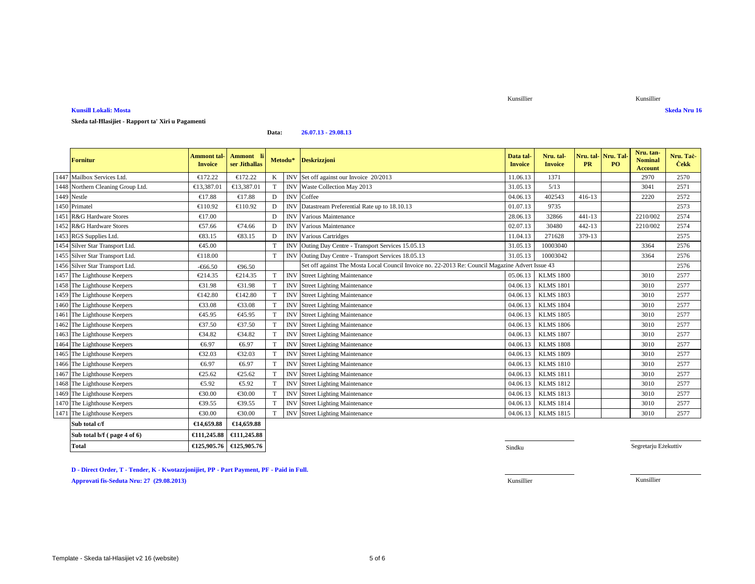Kunsillier | Kunsillier

**Kunsill Lokali: Mosta** — **Skeda Nru 16**

**Skeda tal-Hlasijiet - Rapport ta' Xiri u Pagamenti**

**Data: 26.07.13 - 29.08.13**

| | Fornitur | Ammont tal-Invoice | Ammont li ser Jithallas | Metodu* | | Deskrizzjoni | Data tal-Invoice | Nru. tal-Invoice | Nru. tal-PR | Nru. Tal-PO | Nru. tan-Nominal Account | Nru. Taċ-Ċekk |
|---|---|---|---|---|---|---|---|---|---|---|---|---|
| 1447 | Mailbox Services Ltd. | €172.22 | €172.22 | K | INV | Set off against our Invoice 20/2013 | 11.06.13 | 1371 | | | 2970 | 2570 |
| 1448 | Northern Cleaning Group Ltd. | €13,387.01 | €13,387.01 | T | INV | Waste Collection May 2013 | 31.05.13 | 5/13 | | | 3041 | 2571 |
| 1449 | Nestle | €17.88 | €17.88 | D | INV | Coffee | 04.06.13 | 402543 | 416-13 | | 2220 | 2572 |
| 1450 | Primatel | €110.92 | €110.92 | D | INV | Datastream Preferential Rate up to 18.10.13 | 01.07.13 | 9735 | | | | 2573 |
| 1451 | R&G Hardware Stores | €17.00 | | D | INV | Various Maintenance | 28.06.13 | 32866 | 441-13 | | 2210/002 | 2574 |
| 1452 | R&G Hardware Stores | €57.66 | €74.66 | D | INV | Various Maintenance | 02.07.13 | 30480 | 442-13 | | 2210/002 | 2574 |
| 1453 | RGS Supplies Ltd. | €83.15 | €83.15 | D | INV | Various Cartridges | 11.04.13 | 271628 | 379-13 | | | 2575 |
| 1454 | Silver Star Transport Ltd. | €45.00 | | T | INV | Outing Day Centre - Transport Services 15.05.13 | 31.05.13 | 10003040 | | | 3364 | 2576 |
| 1455 | Silver Star Transport Ltd. | €118.00 | | T | INV | Outing Day Centre - Transport Services 18.05.13 | 31.05.13 | 10003042 | | | 3364 | 2576 |
| 1456 | Silver Star Transport Ltd. | -€66.50 | €96.50 | | | Set off against The Mosta Local Council Invoice no. 22-2013 Re: Council Magazine Advert Issue 43 | | | | | | 2576 |
| 1457 | The Lighthouse Keepers | €214.35 | €214.35 | T | INV | Street Lighting Maintenance | 05.06.13 | KLMS 1800 | | | 3010 | 2577 |
| 1458 | The Lighthouse Keepers | €31.98 | €31.98 | T | INV | Street Lighting Maintenance | 04.06.13 | KLMS 1801 | | | 3010 | 2577 |
| 1459 | The Lighthouse Keepers | €142.80 | €142.80 | T | INV | Street Lighting Maintenance | 04.06.13 | KLMS 1803 | | | 3010 | 2577 |
| 1460 | The Lighthouse Keepers | €33.08 | €33.08 | T | INV | Street Lighting Maintenance | 04.06.13 | KLMS 1804 | | | 3010 | 2577 |
| 1461 | The Lighthouse Keepers | €45.95 | €45.95 | T | INV | Street Lighting Maintenance | 04.06.13 | KLMS 1805 | | | 3010 | 2577 |
| 1462 | The Lighthouse Keepers | €37.50 | €37.50 | T | INV | Street Lighting Maintenance | 04.06.13 | KLMS 1806 | | | 3010 | 2577 |
| 1463 | The Lighthouse Keepers | €34.82 | €34.82 | T | INV | Street Lighting Maintenance | 04.06.13 | KLMS 1807 | | | 3010 | 2577 |
| 1464 | The Lighthouse Keepers | €6.97 | €6.97 | T | INV | Street Lighting Maintenance | 04.06.13 | KLMS 1808 | | | 3010 | 2577 |
| 1465 | The Lighthouse Keepers | €32.03 | €32.03 | T | INV | Street Lighting Maintenance | 04.06.13 | KLMS 1809 | | | 3010 | 2577 |
| 1466 | The Lighthouse Keepers | €6.97 | €6.97 | T | INV | Street Lighting Maintenance | 04.06.13 | KLMS 1810 | | | 3010 | 2577 |
| 1467 | The Lighthouse Keepers | €25.62 | €25.62 | T | INV | Street Lighting Maintenance | 04.06.13 | KLMS 1811 | | | 3010 | 2577 |
| 1468 | The Lighthouse Keepers | €5.92 | €5.92 | T | INV | Street Lighting Maintenance | 04.06.13 | KLMS 1812 | | | 3010 | 2577 |
| 1469 | The Lighthouse Keepers | €30.00 | €30.00 | T | INV | Street Lighting Maintenance | 04.06.13 | KLMS 1813 | | | 3010 | 2577 |
| 1470 | The Lighthouse Keepers | €39.55 | €39.55 | T | INV | Street Lighting Maintenance | 04.06.13 | KLMS 1814 | | | 3010 | 2577 |
| 1471 | The Lighthouse Keepers | €30.00 | €30.00 | T | INV | Street Lighting Maintenance | 04.06.13 | KLMS 1815 | | | 3010 | 2577 |
| | **Sub total c/f** | **€14,659.88** | **€14,659.88** | | | | | | | | | |
| | **Sub total b/f ( page 4 of 6)** | **€111,245.88** | **€111,245.88** | | | | | | | | | |
| | **Total** | **€125,905.76** | **€125,905.76** | | | | | | | | | |

Sindku | Segretarju Eżekuttiv

**D - Direct Order, T - Tender, K - Kwotazzjonijiet, PP - Part Payment, PF - Paid in Full.**

**Approvati fis-Seduta Nru: 27 (29.08.2013)**

Kunsillier | Kunsillier

Template - Skeda tal-Hlasijiet v2 16 (website)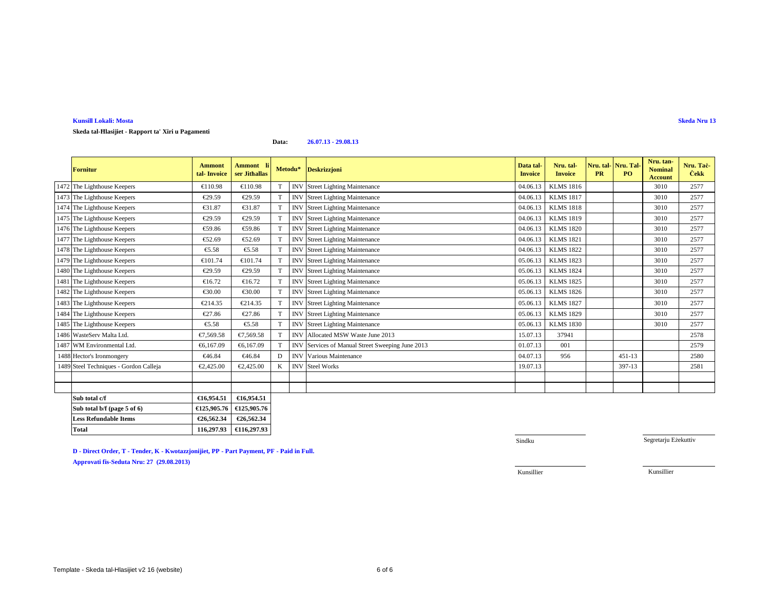**Kunsill Lokali: Mosta**

**Skeda Nru 13**

**Skeda tal-Ħlasijiet - Rapport ta' Xiri u Pagamenti**

**Data:** **26.07.13 - 29.08.13**

| | Fornitur | Ammont tal- Invoice | Ammont li ser Jithallas | Metodu* | | Deskrizzjoni | Data tal-Invoice | Nru. tal-Invoice | Nru. tal-PR | Nru. Tal-PO | Nru. tan-Nominal Account | Nru. Taċ-Ċekk |
|---|---|---|---|---|---|---|---|---|---|---|---|---|
| 1472 | The Lighthouse Keepers | €110.98 | €110.98 | T | INV | Street Lighting Maintenance | 04.06.13 | KLMS 1816 | | | 3010 | 2577 |
| 1473 | The Lighthouse Keepers | €29.59 | €29.59 | T | INV | Street Lighting Maintenance | 04.06.13 | KLMS 1817 | | | 3010 | 2577 |
| 1474 | The Lighthouse Keepers | €31.87 | €31.87 | T | INV | Street Lighting Maintenance | 04.06.13 | KLMS 1818 | | | 3010 | 2577 |
| 1475 | The Lighthouse Keepers | €29.59 | €29.59 | T | INV | Street Lighting Maintenance | 04.06.13 | KLMS 1819 | | | 3010 | 2577 |
| 1476 | The Lighthouse Keepers | €59.86 | €59.86 | T | INV | Street Lighting Maintenance | 04.06.13 | KLMS 1820 | | | 3010 | 2577 |
| 1477 | The Lighthouse Keepers | €52.69 | €52.69 | T | INV | Street Lighting Maintenance | 04.06.13 | KLMS 1821 | | | 3010 | 2577 |
| 1478 | The Lighthouse Keepers | €5.58 | €5.58 | T | INV | Street Lighting Maintenance | 04.06.13 | KLMS 1822 | | | 3010 | 2577 |
| 1479 | The Lighthouse Keepers | €101.74 | €101.74 | T | INV | Street Lighting Maintenance | 05.06.13 | KLMS 1823 | | | 3010 | 2577 |
| 1480 | The Lighthouse Keepers | €29.59 | €29.59 | T | INV | Street Lighting Maintenance | 05.06.13 | KLMS 1824 | | | 3010 | 2577 |
| 1481 | The Lighthouse Keepers | €16.72 | €16.72 | T | INV | Street Lighting Maintenance | 05.06.13 | KLMS 1825 | | | 3010 | 2577 |
| 1482 | The Lighthouse Keepers | €30.00 | €30.00 | T | INV | Street Lighting Maintenance | 05.06.13 | KLMS 1826 | | | 3010 | 2577 |
| 1483 | The Lighthouse Keepers | €214.35 | €214.35 | T | INV | Street Lighting Maintenance | 05.06.13 | KLMS 1827 | | | 3010 | 2577 |
| 1484 | The Lighthouse Keepers | €27.86 | €27.86 | T | INV | Street Lighting Maintenance | 05.06.13 | KLMS 1829 | | | 3010 | 2577 |
| 1485 | The Lighthouse Keepers | €5.58 | €5.58 | T | INV | Street Lighting Maintenance | 05.06.13 | KLMS 1830 | | | 3010 | 2577 |
| 1486 | WasteServ Malta Ltd. | €7,569.58 | €7,569.58 | T | INV | Allocated MSW Waste June 2013 | 15.07.13 | 37941 | | | | 2578 |
| 1487 | WM Environmental Ltd. | €6,167.09 | €6,167.09 | T | INV | Services of Manual Street Sweeping June 2013 | 01.07.13 | 001 | | | | 2579 |
| 1488 | Hector's Ironmongery | €46.84 | €46.84 | D | INV | Various Maintenance | 04.07.13 | 956 | | 451-13 | | 2580 |
| 1489 | Steel Techniques - Gordon Calleja | €2,425.00 | €2,425.00 | K | INV | Steel Works | 19.07.13 | | | 397-13 | | 2581 |
| | | | | | | | | | | | | |
| | | | | | | | | | | | | |
| | **Sub total c/f** | **€16,954.51** | **€16,954.51** | | | | | | | | | |
| | **Sub total b/f (page 5 of 6)** | **€125,905.76** | **€125,905.76** | | | | | | | | | |
| | **Less Refundable Items** | **€26,562.34** | **€26,562.34** | | | | | | | | | |
| | **Total** | **116,297.93** | **€116,297.93** | | | | | | | | | |

**D - Direct Order, T - Tender, K - Kwotazzjonijiet, PP - Part Payment, PF - Paid in Full.**

**Approvati fis-Seduta Nru: 27 (29.08.2013)**

Sindku

Segretarju Eżekuttiv

Kunsillier

Kunsillier